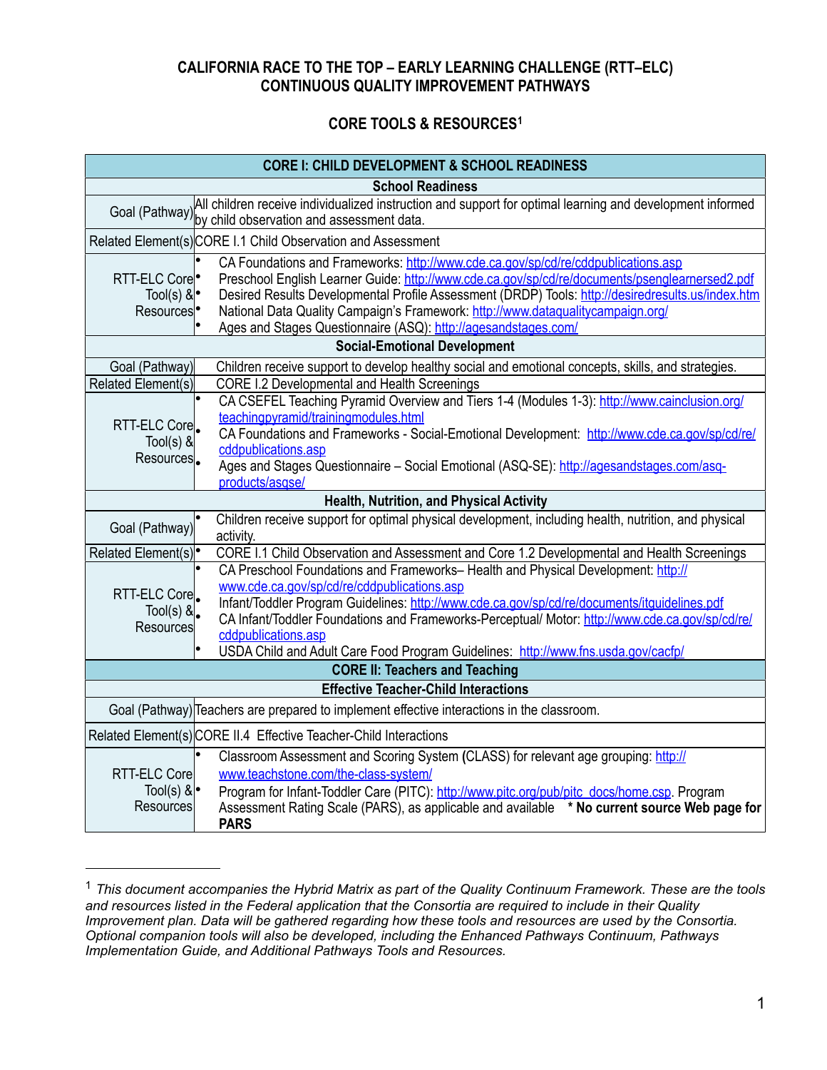# CALIFORNIA RACE TO THE TOP – EARLY LEARNING CHALLENGE (RTT–ELC) CONTINUOUS QUALITY IMPROVEMENT PATHWAYS

## CORE TOOLS & RESOURCES[1]

| CORE I: CHILD DEVELOPMENT & SCHOOL READINESS | |
|---|---|
| **School Readiness** | |
| Goal (Pathway) | All children receive individualized instruction and support for optimal learning and development informed by child observation and assessment data. |
| Related Element(s) | CORE I.1 Child Observation and Assessment |
| RTT-ELC Core Tool(s) & Resources | • CA Foundations and Frameworks: http://www.cde.ca.gov/sp/cd/re/cddpublications.asp<br>• Preschool English Learner Guide: http://www.cde.ca.gov/sp/cd/re/documents/psenglearnersed2.pdf<br>• Desired Results Developmental Profile Assessment (DRDP) Tools: http://desiredresults.us/index.htm<br>• National Data Quality Campaign's Framework: http://www.dataqualitycampaign.org/<br>• Ages and Stages Questionnaire (ASQ): http://agesandstages.com/ |
| **Social-Emotional Development** | |
| Goal (Pathway) | Children receive support to develop healthy social and emotional concepts, skills, and strategies. |
| Related Element(s) | CORE I.2 Developmental and Health Screenings |
| RTT-ELC Core Tool(s) & Resources | • CA CSEFEL Teaching Pyramid Overview and Tiers 1-4 (Modules 1-3): http://www.cainclusion.org/teachingpyramid/trainingmodules.html<br>• CA Foundations and Frameworks - Social-Emotional Development: http://www.cde.ca.gov/sp/cd/re/cddpublications.asp<br>• Ages and Stages Questionnaire – Social Emotional (ASQ-SE): http://agesandstages.com/asq-products/asqse/ |
| **Health, Nutrition, and Physical Activity** | |
| Goal (Pathway) | • Children receive support for optimal physical development, including health, nutrition, and physical activity. |
| Related Element(s) | • CORE I.1 Child Observation and Assessment and Core 1.2 Developmental and Health Screenings |
| RTT-ELC Core Tool(s) & Resources | • CA Preschool Foundations and Frameworks– Health and Physical Development: http://www.cde.ca.gov/sp/cd/re/cddpublications.asp<br>• Infant/Toddler Program Guidelines: http://www.cde.ca.gov/sp/cd/re/documents/itguidelines.pdf<br>• CA Infant/Toddler Foundations and Frameworks-Perceptual/ Motor: http://www.cde.ca.gov/sp/cd/re/cddpublications.asp<br>• USDA Child and Adult Care Food Program Guidelines: http://www.fns.usda.gov/cacfp/ |
| **CORE II: Teachers and Teaching** | |
| **Effective Teacher-Child Interactions** | |
| Goal (Pathway) | Teachers are prepared to implement effective interactions in the classroom. |
| Related Element(s) | CORE II.4 Effective Teacher-Child Interactions |
| RTT-ELC Core Tool(s) & Resources | • Classroom Assessment and Scoring System (CLASS) for relevant age grouping: http://www.teachstone.com/the-class-system/<br>• Program for Infant-Toddler Care (PITC): http://www.pitc.org/pub/pitc_docs/home.csp. Program Assessment Rating Scale (PARS), as applicable and available **\* No current source Web page for PARS** |

[1] *This document accompanies the Hybrid Matrix as part of the Quality Continuum Framework. These are the tools and resources listed in the Federal application that the Consortia are required to include in their Quality Improvement plan. Data will be gathered regarding how these tools and resources are used by the Consortia. Optional companion tools will also be developed, including the Enhanced Pathways Continuum, Pathways Implementation Guide, and Additional Pathways Tools and Resources.*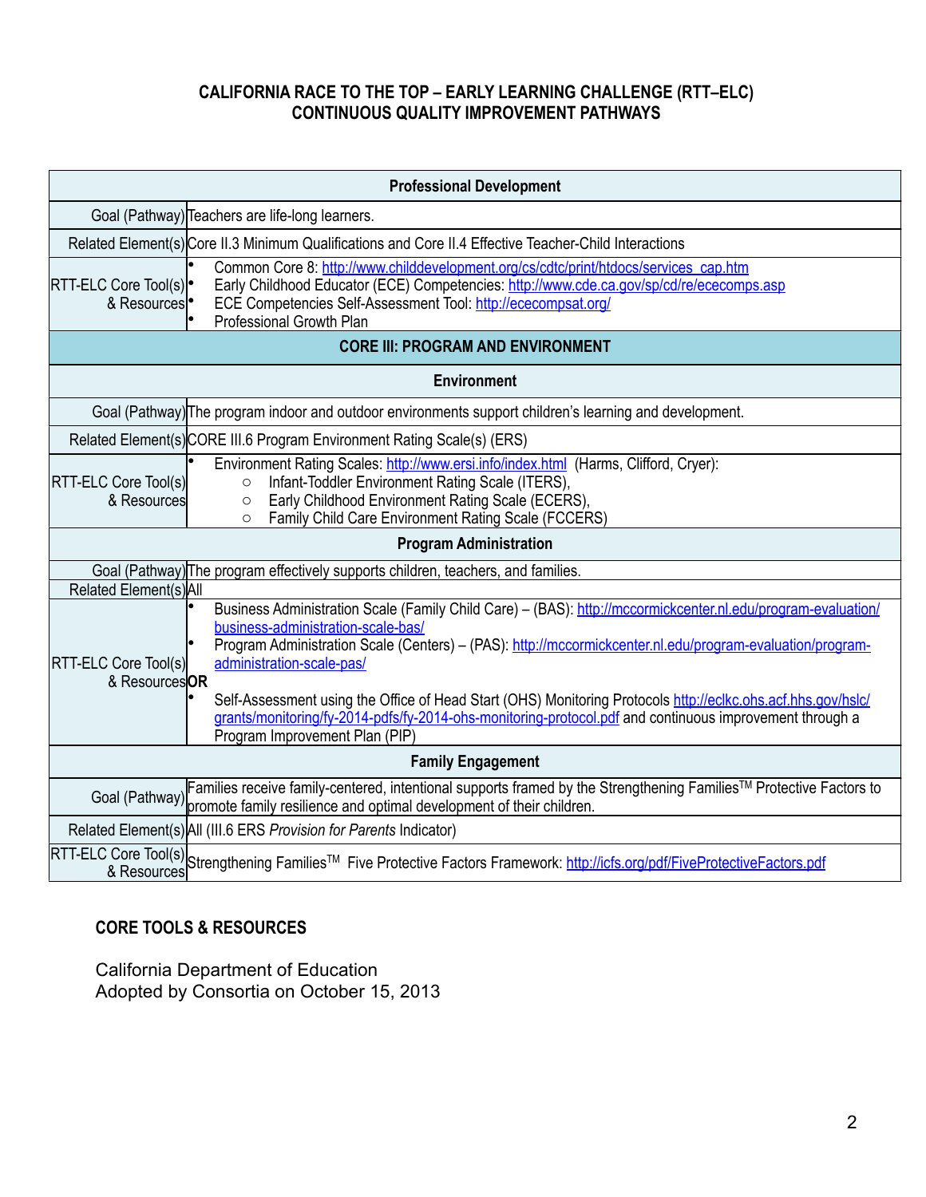**CALIFORNIA RACE TO THE TOP – EARLY LEARNING CHALLENGE (RTT–ELC)**
**CONTINUOUS QUALITY IMPROVEMENT PATHWAYS**

| | |
|---|---|
| **Professional Development** | |
| Goal (Pathway) | Teachers are life-long learners. |
| Related Element(s) | Core II.3 Minimum Qualifications and Core II.4 Effective Teacher-Child Interactions |
| RTT-ELC Core Tool(s) & Resources | • Common Core 8: http://www.childdevelopment.org/cs/cdtc/print/htdocs/services_cap.htm<br>• Early Childhood Educator (ECE) Competencies: http://www.cde.ca.gov/sp/cd/re/ececomps.asp<br>• ECE Competencies Self-Assessment Tool: http://ececompsat.org/<br>• Professional Growth Plan |
| **CORE III: PROGRAM AND ENVIRONMENT** | |
| **Environment** | |
| Goal (Pathway) | The program indoor and outdoor environments support children's learning and development. |
| Related Element(s) | CORE III.6 Program Environment Rating Scale(s) (ERS) |
| RTT-ELC Core Tool(s) & Resources | • Environment Rating Scales: http://www.ersi.info/index.html (Harms, Clifford, Cryer):<br>○ Infant-Toddler Environment Rating Scale (ITERS),<br>○ Early Childhood Environment Rating Scale (ECERS),<br>○ Family Child Care Environment Rating Scale (FCCERS) |
| **Program Administration** | |
| Goal (Pathway) | The program effectively supports children, teachers, and families. |
| Related Element(s) | All |
| RTT-ELC Core Tool(s) & Resources | • Business Administration Scale (Family Child Care) – (BAS): http://mccormickcenter.nl.edu/program-evaluation/business-administration-scale-bas/<br>• Program Administration Scale (Centers) – (PAS): http://mccormickcenter.nl.edu/program-evaluation/program-administration-scale-pas/<br>**OR**<br>• Self-Assessment using the Office of Head Start (OHS) Monitoring Protocols http://eclkc.ohs.acf.hhs.gov/hslc/grants/monitoring/fy-2014-pdfs/fy-2014-ohs-monitoring-protocol.pdf and continuous improvement through a Program Improvement Plan (PIP) |
| **Family Engagement** | |
| Goal (Pathway) | Families receive family-centered, intentional supports framed by the Strengthening Families™ Protective Factors to promote family resilience and optimal development of their children. |
| Related Element(s) | All (III.6 ERS *Provision for Parents* Indicator) |
| RTT-ELC Core Tool(s) & Resources | Strengthening Families™ Five Protective Factors Framework: http://icfs.org/pdf/FiveProtectiveFactors.pdf |

**CORE TOOLS & RESOURCES**

California Department of Education
Adopted by Consortia on October 15, 2013